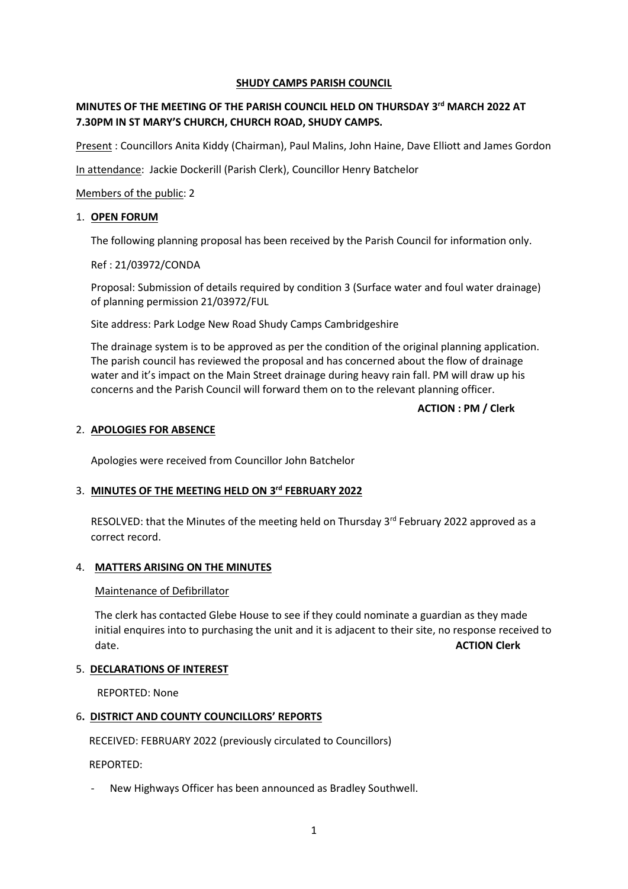**SHUDY CAMPS PARISH COUNCIL**

**MINUTES OF THE MEETING OF THE PARISH COUNCIL HELD ON THURSDAY 3rd MARCH 2022 AT 7.30PM IN ST MARY'S CHURCH, CHURCH ROAD, SHUDY CAMPS.**

Present : Councillors Anita Kiddy (Chairman), Paul Malins, John Haine, Dave Elliott and James Gordon

In attendance: Jackie Dockerill (Parish Clerk), Councillor Henry Batchelor

Members of the public: 2

1. **OPEN FORUM**

   The following planning proposal has been received by the Parish Council for information only.

   Ref : 21/03972/CONDA

   Proposal: Submission of details required by condition 3 (Surface water and foul water drainage) of planning permission 21/03972/FUL

   Site address: Park Lodge New Road Shudy Camps Cambridgeshire

   The drainage system is to be approved as per the condition of the original planning application. The parish council has reviewed the proposal and has concerned about the flow of drainage water and it's impact on the Main Street drainage during heavy rain fall. PM will draw up his concerns and the Parish Council will forward them on to the relevant planning officer.

   **ACTION : PM / Clerk**

2. **APOLOGIES FOR ABSENCE**

   Apologies were received from Councillor John Batchelor

3. **MINUTES OF THE MEETING HELD ON 3rd FEBRUARY 2022**

   RESOLVED: that the Minutes of the meeting held on Thursday 3rd February 2022 approved as a correct record.

4. **MATTERS ARISING ON THE MINUTES**

   Maintenance of Defibrillator

   The clerk has contacted Glebe House to see if they could nominate a guardian as they made initial enquires into to purchasing the unit and it is adjacent to their site, no response received to date. **ACTION Clerk**

5. **DECLARATIONS OF INTEREST**

   REPORTED: None

6. **DISTRICT AND COUNTY COUNCILLORS' REPORTS**

   RECEIVED: FEBRUARY 2022 (previously circulated to Councillors)

   REPORTED:

   - New Highways Officer has been announced as Bradley Southwell.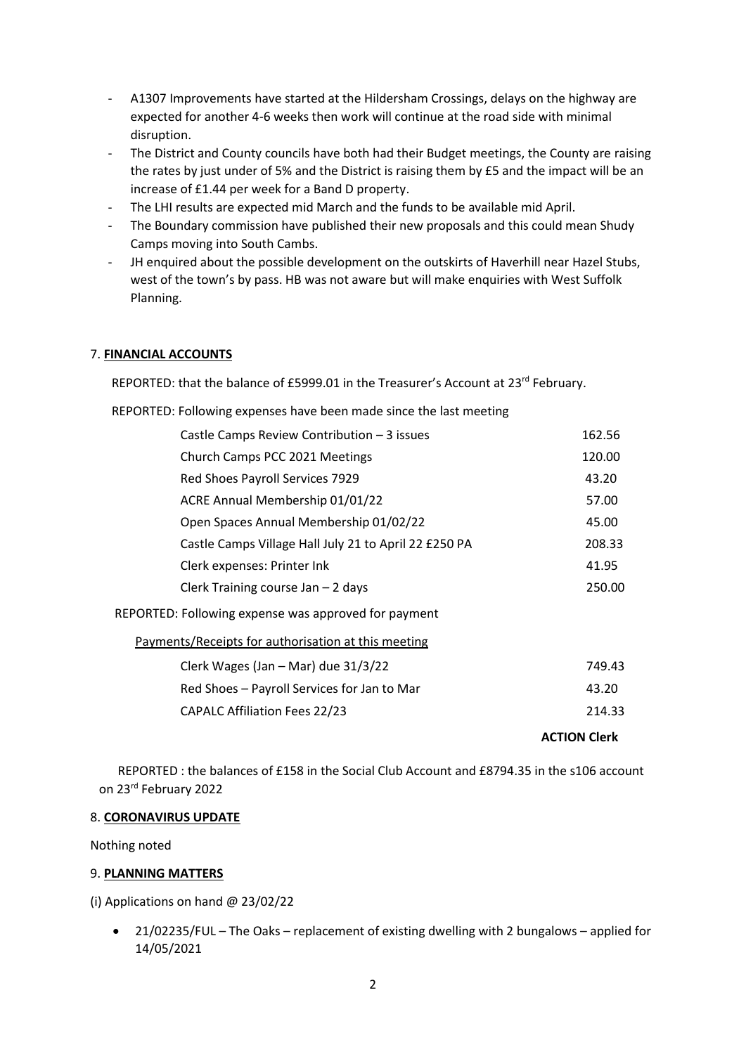- A1307 Improvements have started at the Hildersham Crossings, delays on the highway are expected for another 4-6 weeks then work will continue at the road side with minimal disruption.
- The District and County councils have both had their Budget meetings, the County are raising the rates by just under of 5% and the District is raising them by £5 and the impact will be an increase of £1.44 per week for a Band D property.
- The LHI results are expected mid March and the funds to be available mid April.
- The Boundary commission have published their new proposals and this could mean Shudy Camps moving into South Cambs.
- JH enquired about the possible development on the outskirts of Haverhill near Hazel Stubs, west of the town's by pass. HB was not aware but will make enquiries with West Suffolk Planning.

## 7. **FINANCIAL ACCOUNTS**

REPORTED: that the balance of £5999.01 in the Treasurer's Account at 23rd February.

REPORTED: Following expenses have been made since the last meeting

| | |
|---|---|
| Castle Camps Review Contribution – 3 issues | 162.56 |
| Church Camps PCC 2021 Meetings | 120.00 |
| Red Shoes Payroll Services 7929 | 43.20 |
| ACRE Annual Membership 01/01/22 | 57.00 |
| Open Spaces Annual Membership 01/02/22 | 45.00 |
| Castle Camps Village Hall July 21 to April 22 £250 PA | 208.33 |
| Clerk expenses: Printer Ink | 41.95 |
| Clerk Training course Jan – 2 days | 250.00 |

REPORTED: Following expense was approved for payment

Payments/Receipts for authorisation at this meeting

| | |
|---|---|
| Clerk Wages (Jan – Mar) due 31/3/22 | 749.43 |
| Red Shoes – Payroll Services for Jan to Mar | 43.20 |
| CAPALC Affiliation Fees 22/23 | 214.33 |

**ACTION Clerk**

REPORTED : the balances of £158 in the Social Club Account and £8794.35 in the s106 account on 23rd February 2022

## 8. **CORONAVIRUS UPDATE**

Nothing noted

## 9. **PLANNING MATTERS**

(i) Applications on hand @ 23/02/22

- 21/02235/FUL – The Oaks – replacement of existing dwelling with 2 bungalows – applied for 14/05/2021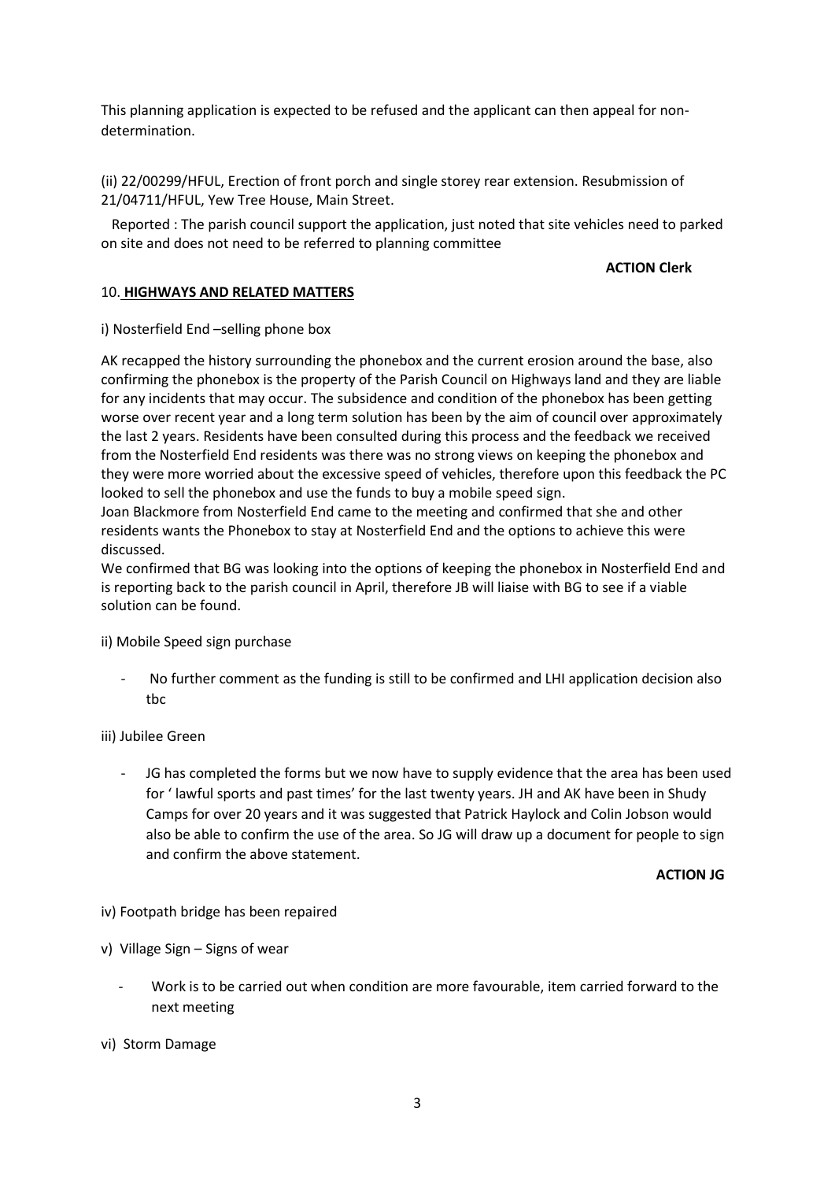This planning application is expected to be refused and the applicant can then appeal for non-determination.

(ii) 22/00299/HFUL, Erection of front porch and single storey rear extension. Resubmission of 21/04711/HFUL, Yew Tree House, Main Street.

Reported : The parish council support the application, just noted that site vehicles need to parked on site and does not need to be referred to planning committee

**ACTION Clerk**

10. **HIGHWAYS AND RELATED MATTERS**

i) Nosterfield End –selling phone box

AK recapped the history surrounding the phonebox and the current erosion around the base, also confirming the phonebox is the property of the Parish Council on Highways land and they are liable for any incidents that may occur. The subsidence and condition of the phonebox has been getting worse over recent year and a long term solution has been by the aim of council over approximately the last 2 years. Residents have been consulted during this process and the feedback we received from the Nosterfield End residents was there was no strong views on keeping the phonebox and they were more worried about the excessive speed of vehicles, therefore upon this feedback the PC looked to sell the phonebox and use the funds to buy a mobile speed sign.

Joan Blackmore from Nosterfield End came to the meeting and confirmed that she and other residents wants the Phonebox to stay at Nosterfield End and the options to achieve this were discussed.

We confirmed that BG was looking into the options of keeping the phonebox in Nosterfield End and is reporting back to the parish council in April, therefore JB will liaise with BG to see if a viable solution can be found.

ii) Mobile Speed sign purchase

- No further comment as the funding is still to be confirmed and LHI application decision also tbc

iii) Jubilee Green

- JG has completed the forms but we now have to supply evidence that the area has been used for ' lawful sports and past times' for the last twenty years. JH and AK have been in Shudy Camps for over 20 years and it was suggested that Patrick Haylock and Colin Jobson would also be able to confirm the use of the area. So JG will draw up a document for people to sign and confirm the above statement.

**ACTION JG**

iv) Footpath bridge has been repaired

v) Village Sign – Signs of wear

- Work is to be carried out when condition are more favourable, item carried forward to the next meeting

vi) Storm Damage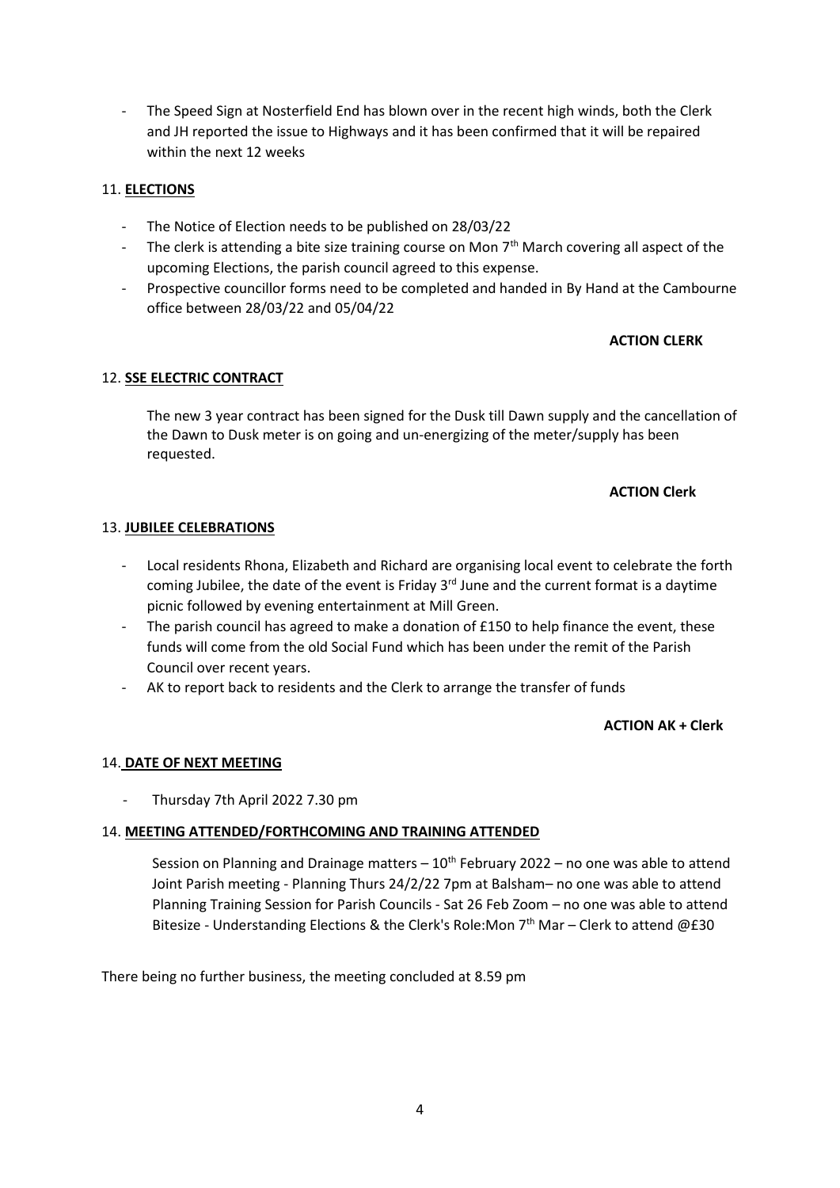- The Speed Sign at Nosterfield End has blown over in the recent high winds, both the Clerk and JH reported the issue to Highways and it has been confirmed that it will be repaired within the next 12 weeks

## 11. ELECTIONS

- The Notice of Election needs to be published on 28/03/22
- The clerk is attending a bite size training course on Mon 7th March covering all aspect of the upcoming Elections, the parish council agreed to this expense.
- Prospective councillor forms need to be completed and handed in By Hand at the Cambourne office between 28/03/22 and 05/04/22

**ACTION CLERK**

## 12. SSE ELECTRIC CONTRACT

The new 3 year contract has been signed for the Dusk till Dawn supply and the cancellation of the Dawn to Dusk meter is on going and un-energizing of the meter/supply has been requested.

**ACTION Clerk**

## 13. JUBILEE CELEBRATIONS

- Local residents Rhona, Elizabeth and Richard are organising local event to celebrate the forth coming Jubilee, the date of the event is Friday 3rd June and the current format is a daytime picnic followed by evening entertainment at Mill Green.
- The parish council has agreed to make a donation of £150 to help finance the event, these funds will come from the old Social Fund which has been under the remit of the Parish Council over recent years.
- AK to report back to residents and the Clerk to arrange the transfer of funds

**ACTION AK + Clerk**

## 14. DATE OF NEXT MEETING

- Thursday 7th April 2022 7.30 pm

## 14. MEETING ATTENDED/FORTHCOMING AND TRAINING ATTENDED

Session on Planning and Drainage matters – 10th February 2022 – no one was able to attend
Joint Parish meeting - Planning Thurs 24/2/22 7pm at Balsham– no one was able to attend
Planning Training Session for Parish Councils - Sat 26 Feb Zoom – no one was able to attend
Bitesize - Understanding Elections & the Clerk's Role:Mon 7th Mar – Clerk to attend @£30

There being no further business, the meeting concluded at 8.59 pm